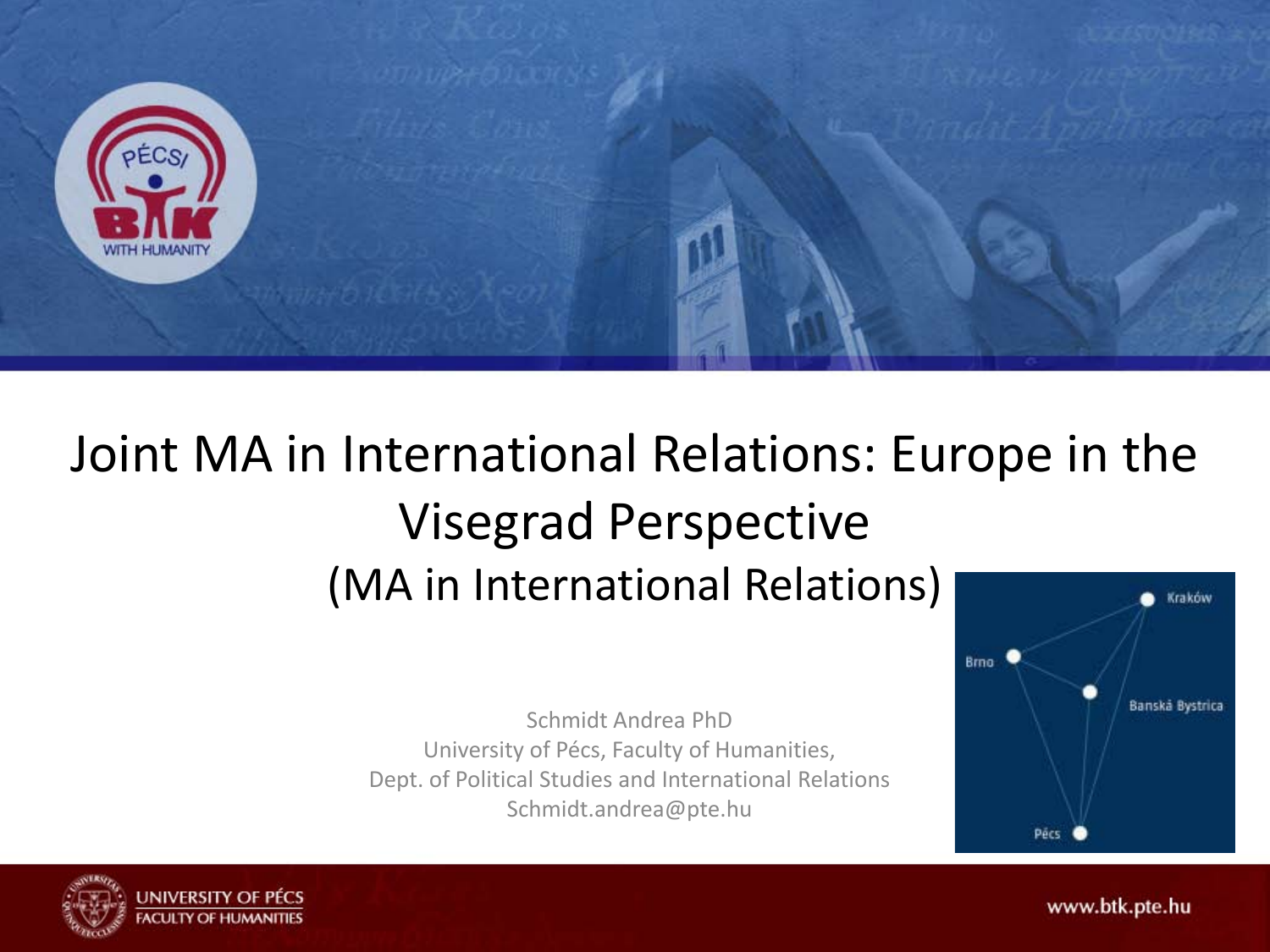# Joint MA in International Relations: Europe in the Visegrad Perspective

## (MA in International Relations)

Schmidt Andrea PhD
University of Pécs, Faculty of Humanities,
Dept. of Political Studies and International Relations
Schmidt.andrea@pte.hu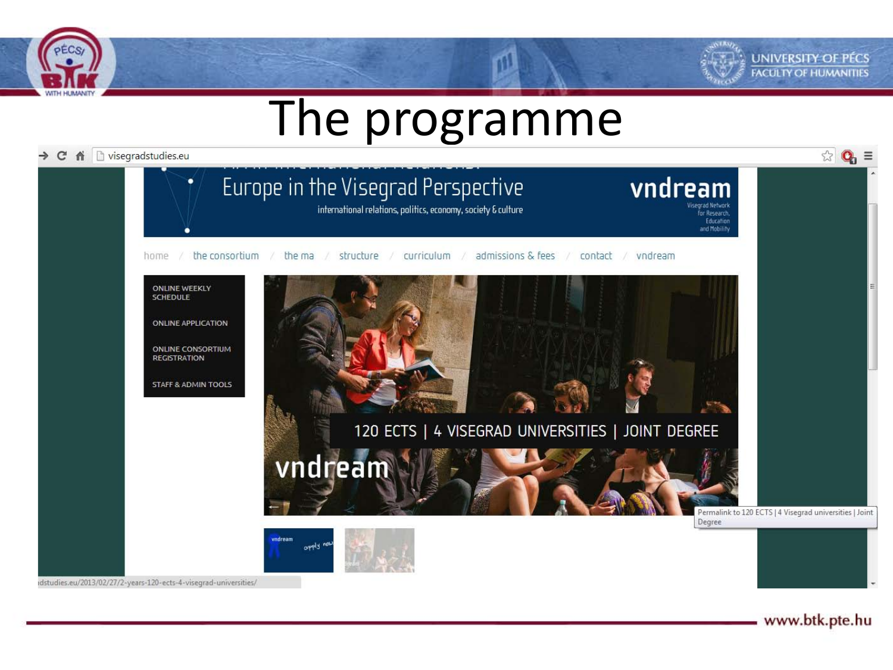# The programme

visegradstudies.eu

Europe in the Visegrad Perspective

international relations, politics, economy, society & culture

vndream

Visegrad Network for Research, Education and Mobility

home / the consortium / the ma / structure / curriculum / admissions & fees / contact / vndream

ONLINE WEEKLY SCHEDULE

ONLINE APPLICATION

ONLINE CONSORTIUM REGISTRATION

STAFF & ADMIN TOOLS

120 ECTS | 4 VISEGRAD UNIVERSITIES | JOINT DEGREE

vndream

Permalink to 120 ECTS | 4 Visegrad universities | Joint Degree

dstudies.eu/2013/02/27/2-years-120-ects-4-visegrad-universities/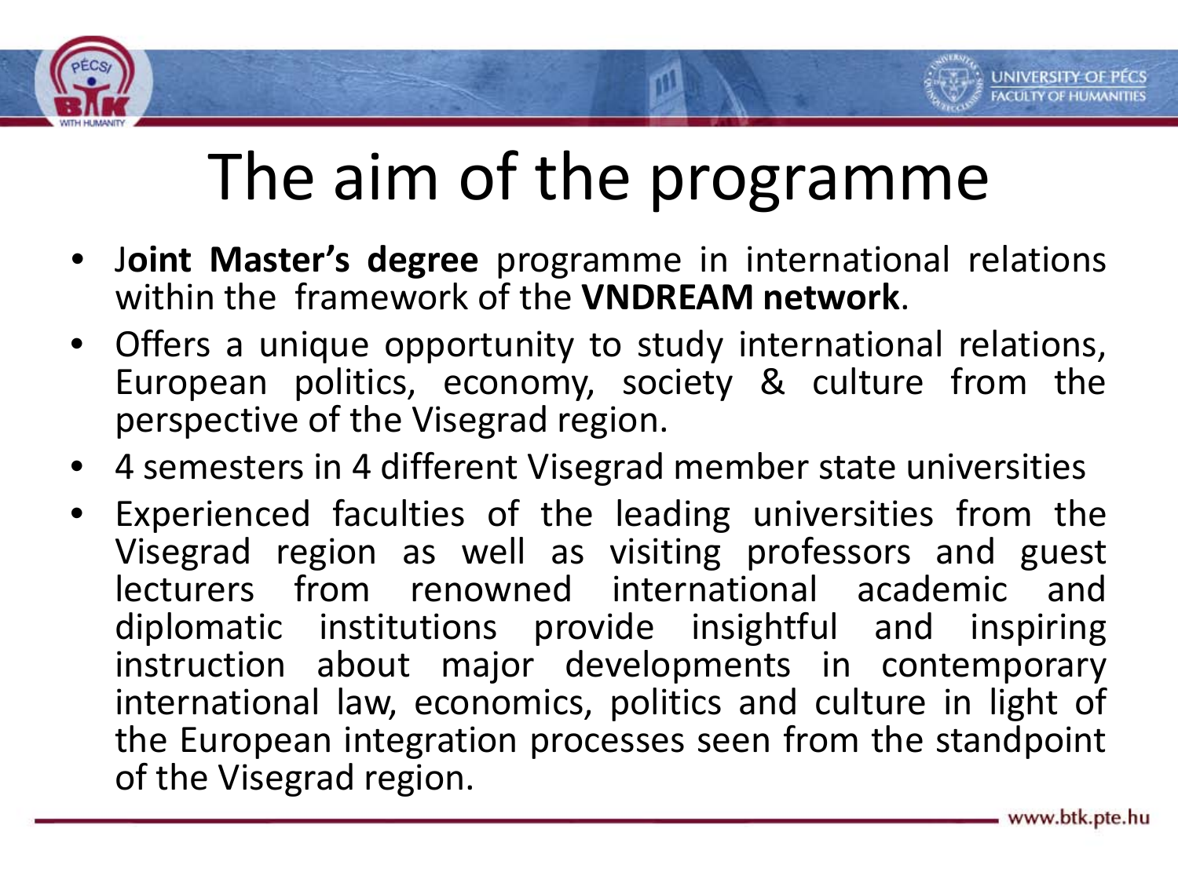# The aim of the programme

- **Joint Master's degree** programme in international relations within the framework of the **VNDREAM network**.
- Offers a unique opportunity to study international relations, European politics, economy, society & culture from the perspective of the Visegrad region.
- 4 semesters in 4 different Visegrad member state universities
- Experienced faculties of the leading universities from the Visegrad region as well as visiting professors and guest lecturers from renowned international academic and diplomatic institutions provide insightful and inspiring instruction about major developments in contemporary international law, economics, politics and culture in light of the European integration processes seen from the standpoint of the Visegrad region.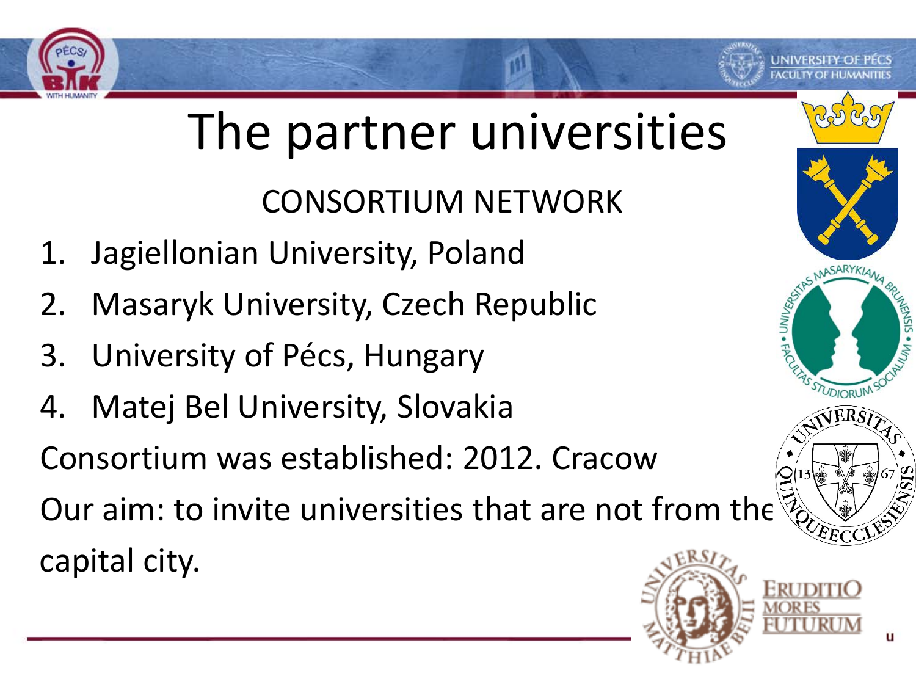# The partner universities

## CONSORTIUM NETWORK

1. Jagiellonian University, Poland
2. Masaryk University, Czech Republic
3. University of Pécs, Hungary
4. Matej Bel University, Slovakia

Consortium was established: 2012. Cracow

Our aim: to invite universities that are not from the capital city.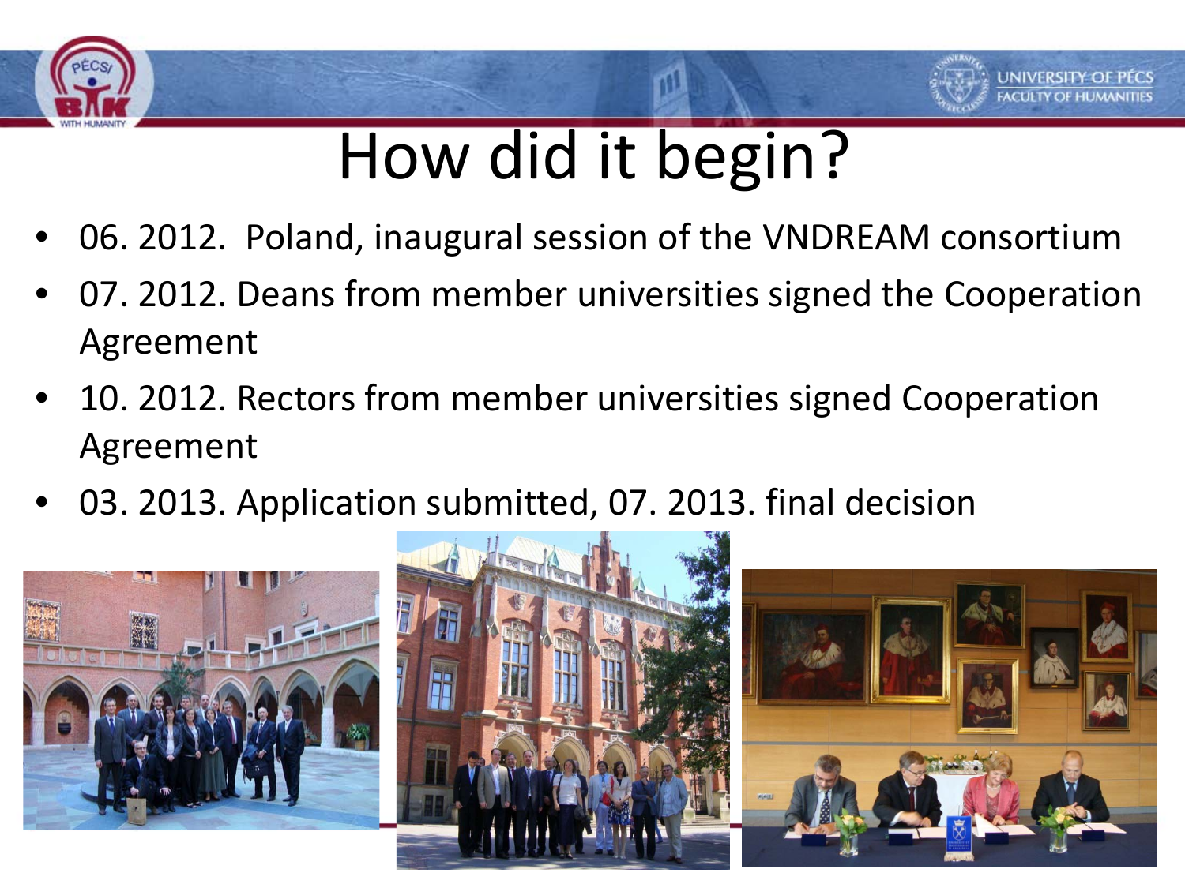# How did it begin?

- 06. 2012. Poland, inaugural session of the VNDREAM consortium
- 07. 2012. Deans from member universities signed the Cooperation Agreement
- 10. 2012. Rectors from member universities signed Cooperation Agreement
- 03. 2013. Application submitted, 07. 2013. final decision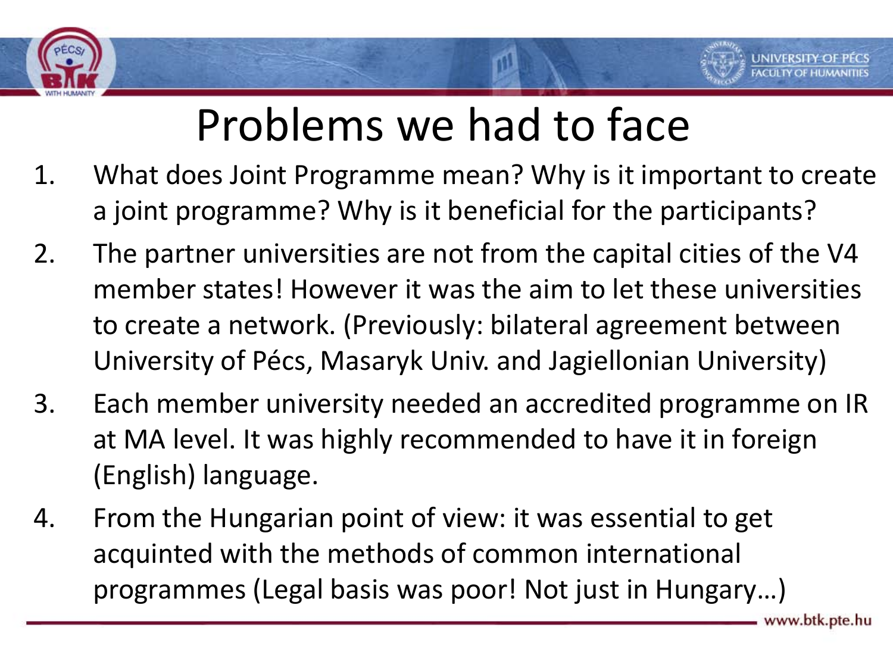# Problems we had to face

1. What does Joint Programme mean? Why is it important to create a joint programme? Why is it beneficial for the participants?
2. The partner universities are not from the capital cities of the V4 member states! However it was the aim to let these universities to create a network. (Previously: bilateral agreement between University of Pécs, Masaryk Univ. and Jagiellonian University)
3. Each member university needed an accredited programme on IR at MA level. It was highly recommended to have it in foreign (English) language.
4. From the Hungarian point of view: it was essential to get acquinted with the methods of common international programmes (Legal basis was poor! Not just in Hungary…)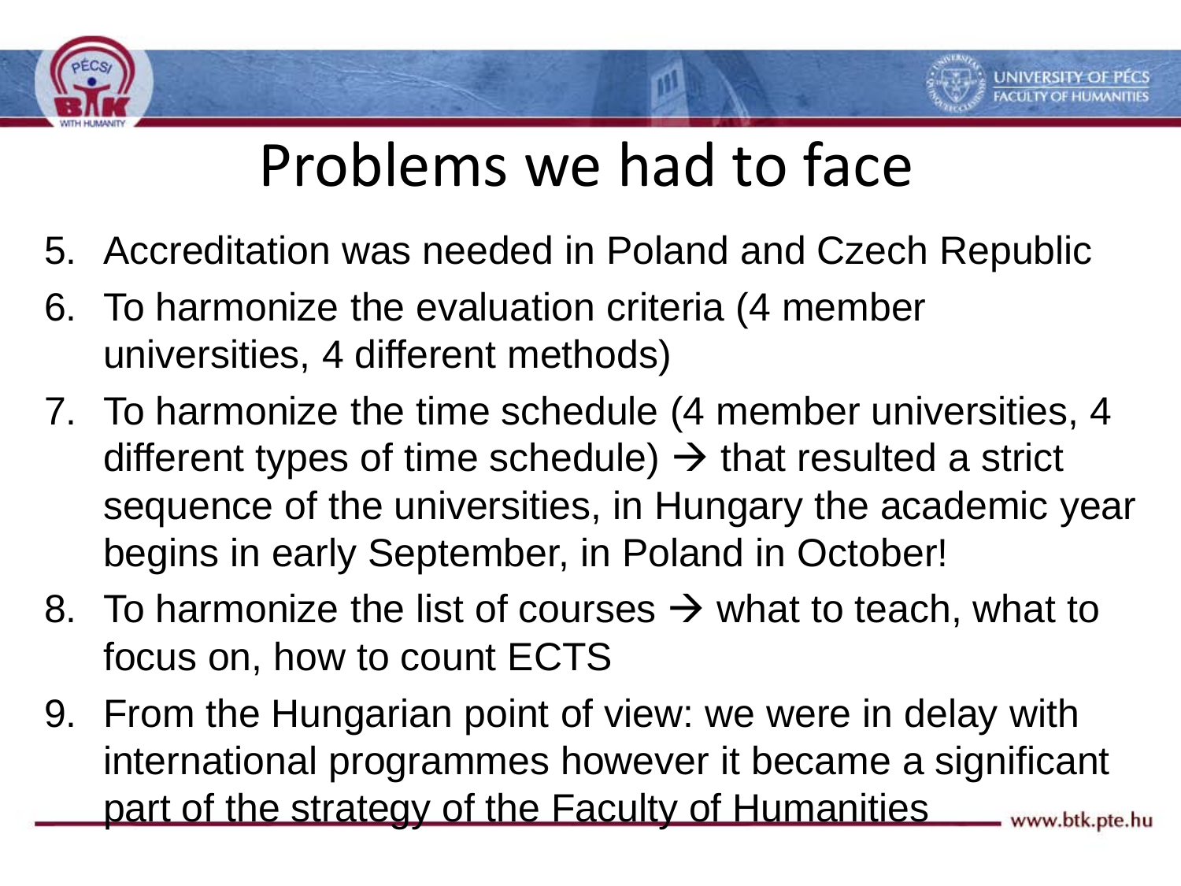# Problems we had to face

5. Accreditation was needed in Poland and Czech Republic
6. To harmonize the evaluation criteria (4 member universities, 4 different methods)
7. To harmonize the time schedule (4 member universities, 4 different types of time schedule) → that resulted a strict sequence of the universities, in Hungary the academic year begins in early September, in Poland in October!
8. To harmonize the list of courses → what to teach, what to focus on, how to count ECTS
9. From the Hungarian point of view: we were in delay with international programmes however it became a significant part of the strategy of the Faculty of Humanities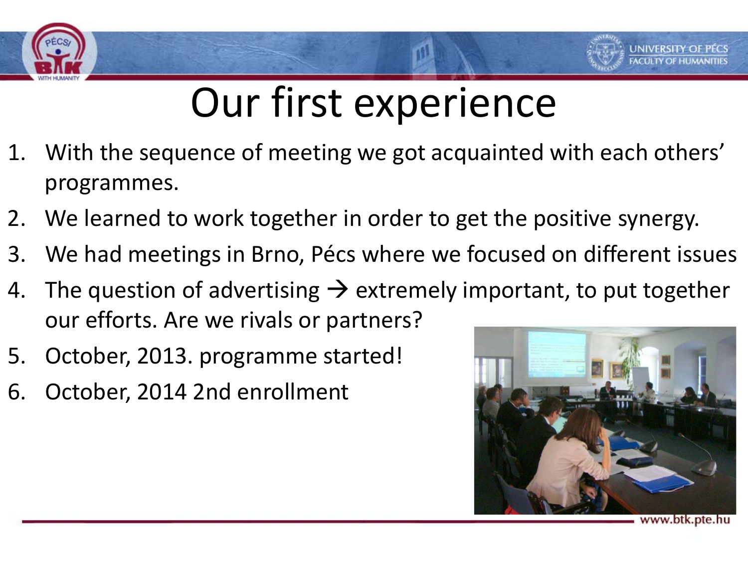# Our first experience

1. With the sequence of meeting we got acquainted with each others' programmes.
2. We learned to work together in order to get the positive synergy.
3. We had meetings in Brno, Pécs where we focused on different issues
4. The question of advertising → extremely important, to put together our efforts. Are we rivals or partners?
5. October, 2013. programme started!
6. October, 2014 2nd enrollment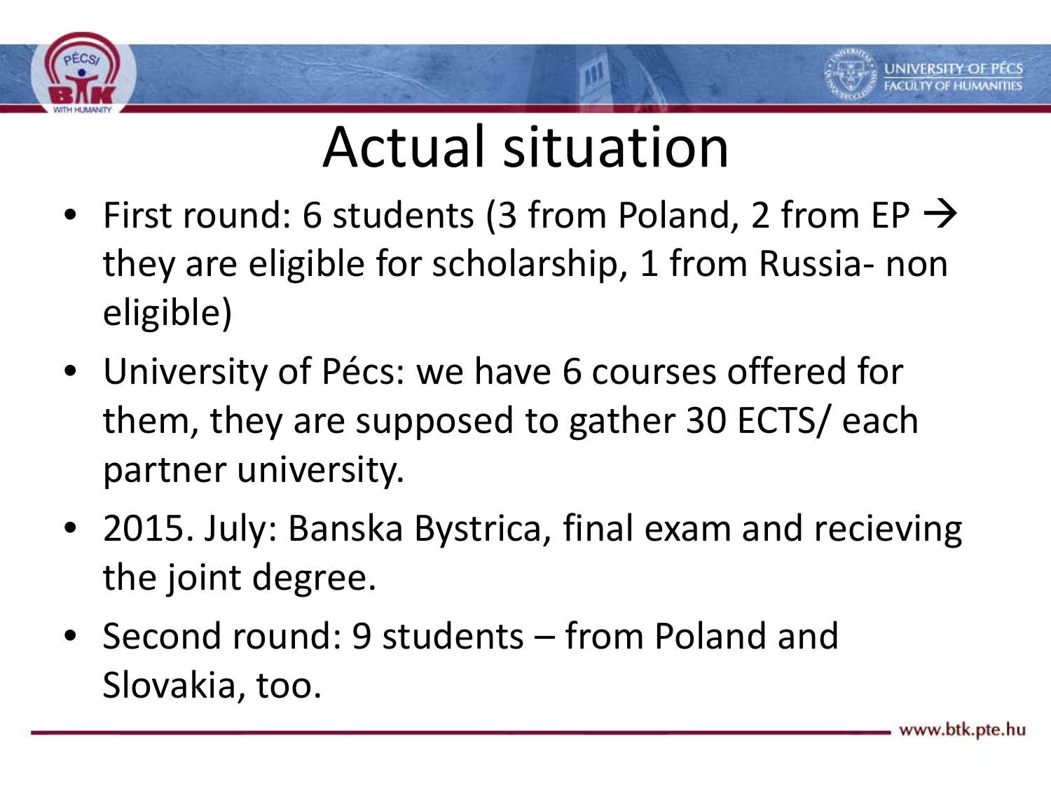# Actual situation

- First round: 6 students (3 from Poland, 2 from EP → they are eligible for scholarship, 1 from Russia- non eligible)
- University of Pécs: we have 6 courses offered for them, they are supposed to gather 30 ECTS/ each partner university.
- 2015. July: Banska Bystrica, final exam and recieving the joint degree.
- Second round: 9 students – from Poland and Slovakia, too.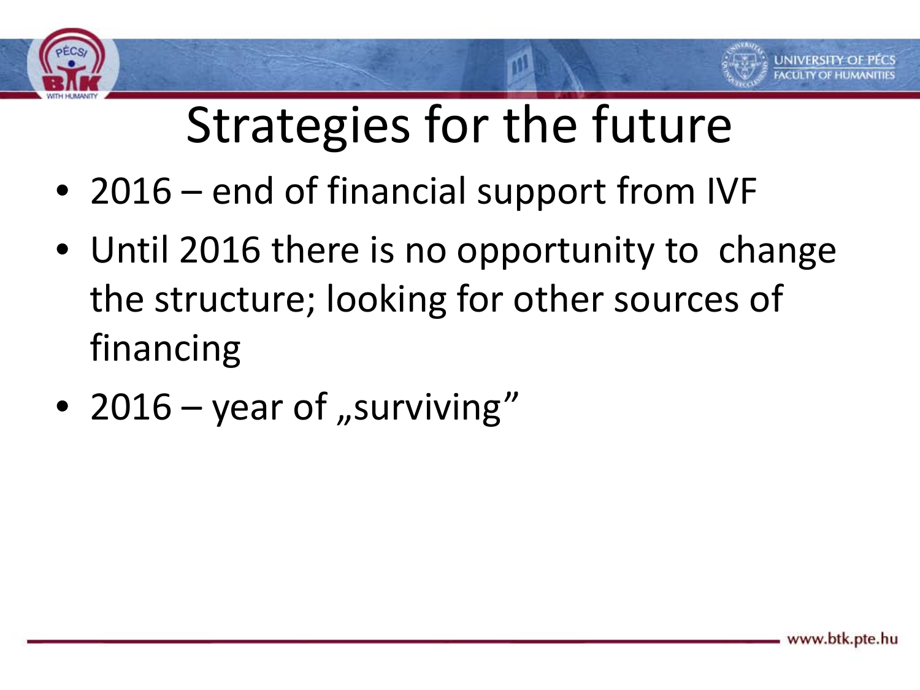# Strategies for the future

- 2016 – end of financial support from IVF
- Until 2016 there is no opportunity to change the structure; looking for other sources of financing
- 2016 – year of „surviving”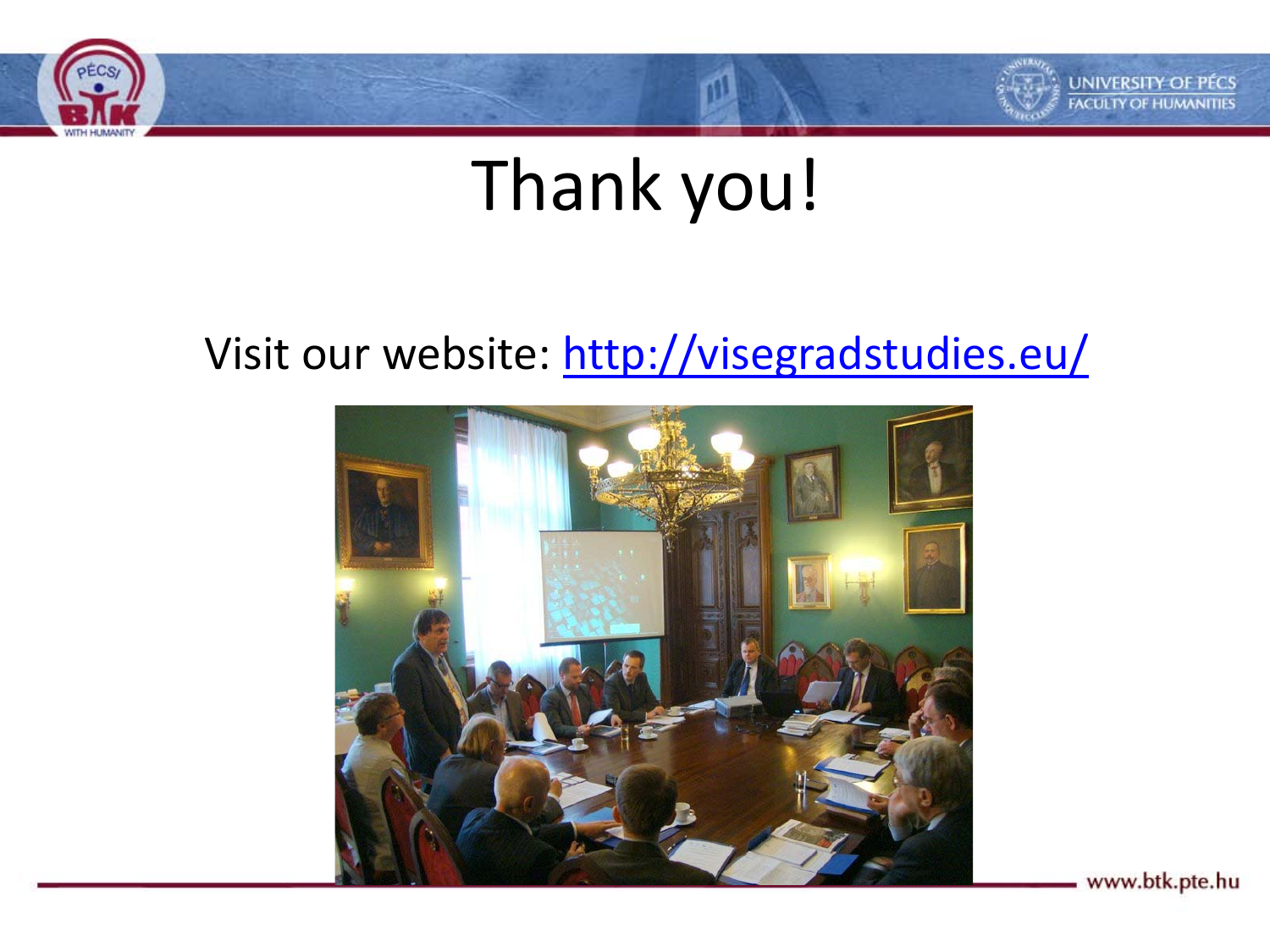# Thank you!

Visit our website: [http://visegradstudies.eu/](http://visegradstudies.eu/)